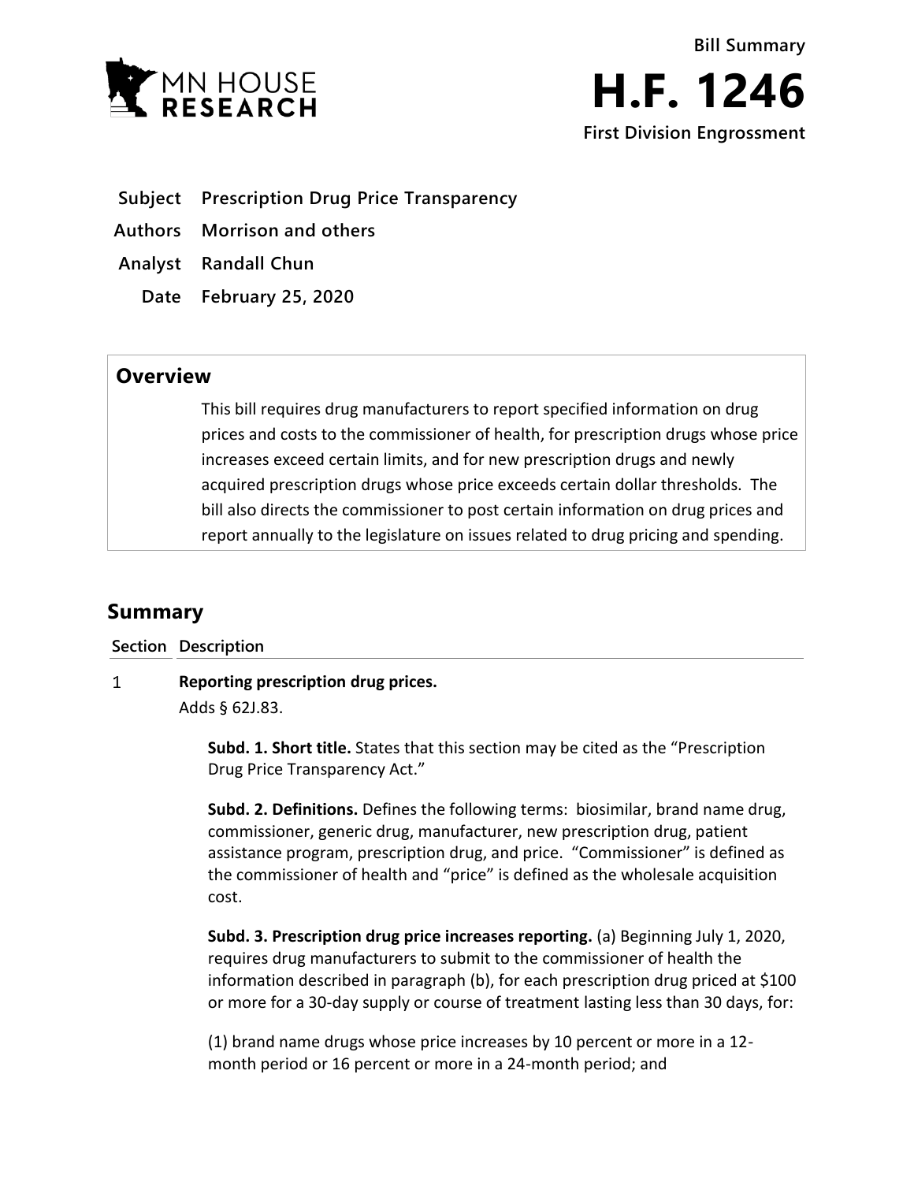MN HOUSE RESEARCH

**Bill Summary**

# H.F. 1246

**First Division Engrossment**

| | |
|---|---|
| **Subject** | **Prescription Drug Price Transparency** |
| **Authors** | **Morrison and others** |
| **Analyst** | **Randall Chun** |
| **Date** | **February 25, 2020** |

## Overview

This bill requires drug manufacturers to report specified information on drug prices and costs to the commissioner of health, for prescription drugs whose price increases exceed certain limits, and for new prescription drugs and newly acquired prescription drugs whose price exceeds certain dollar thresholds. The bill also directs the commissioner to post certain information on drug prices and report annually to the legislature on issues related to drug pricing and spending.

## Summary

**Section Description**

1 **Reporting prescription drug prices.**

Adds § 62J.83.

**Subd. 1. Short title.** States that this section may be cited as the "Prescription Drug Price Transparency Act."

**Subd. 2. Definitions.** Defines the following terms: biosimilar, brand name drug, commissioner, generic drug, manufacturer, new prescription drug, patient assistance program, prescription drug, and price. "Commissioner" is defined as the commissioner of health and "price" is defined as the wholesale acquisition cost.

**Subd. 3. Prescription drug price increases reporting.** (a) Beginning July 1, 2020, requires drug manufacturers to submit to the commissioner of health the information described in paragraph (b), for each prescription drug priced at $100 or more for a 30-day supply or course of treatment lasting less than 30 days, for:

(1) brand name drugs whose price increases by 10 percent or more in a 12-month period or 16 percent or more in a 24-month period; and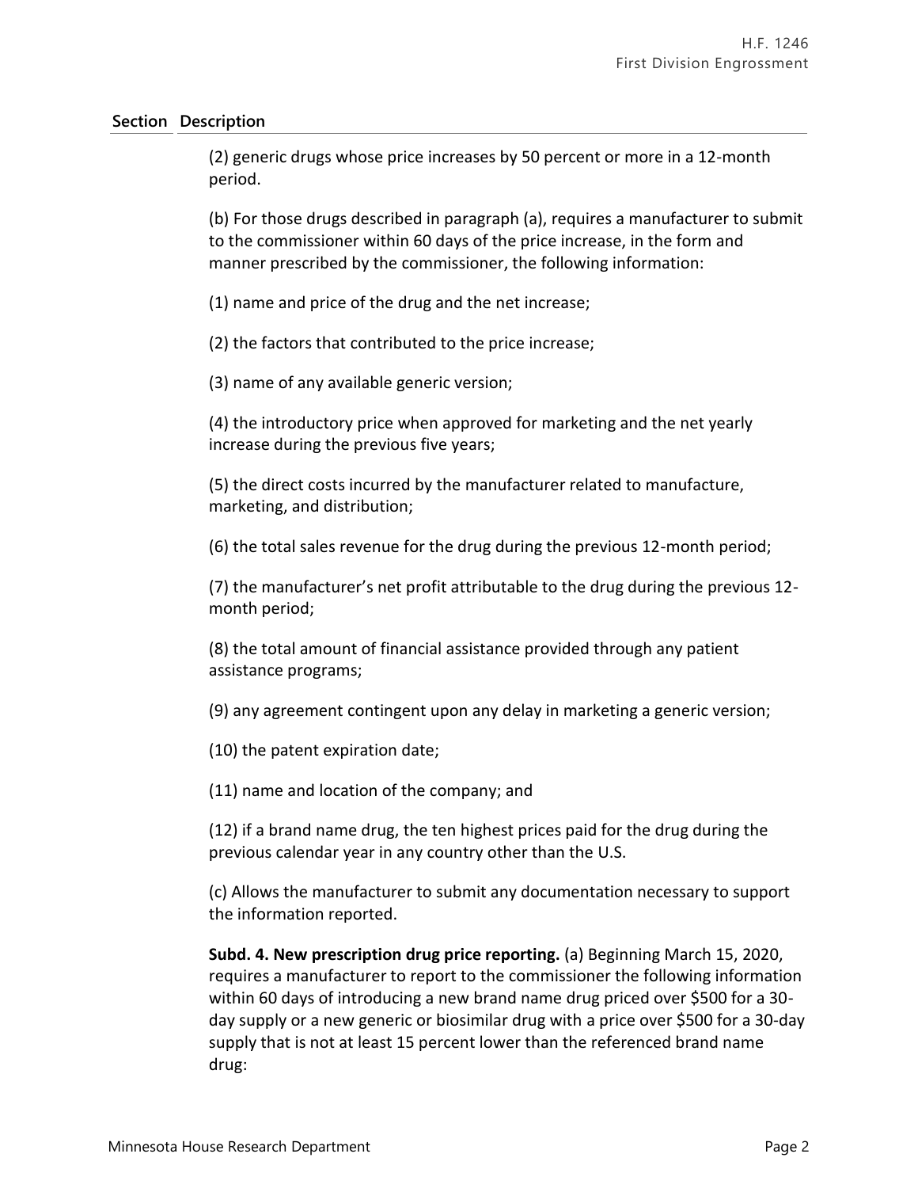**Section Description**

(2) generic drugs whose price increases by 50 percent or more in a 12-month period.

(b) For those drugs described in paragraph (a), requires a manufacturer to submit to the commissioner within 60 days of the price increase, in the form and manner prescribed by the commissioner, the following information:

(1) name and price of the drug and the net increase;

(2) the factors that contributed to the price increase;

(3) name of any available generic version;

(4) the introductory price when approved for marketing and the net yearly increase during the previous five years;

(5) the direct costs incurred by the manufacturer related to manufacture, marketing, and distribution;

(6) the total sales revenue for the drug during the previous 12-month period;

(7) the manufacturer's net profit attributable to the drug during the previous 12-month period;

(8) the total amount of financial assistance provided through any patient assistance programs;

(9) any agreement contingent upon any delay in marketing a generic version;

(10) the patent expiration date;

(11) name and location of the company; and

(12) if a brand name drug, the ten highest prices paid for the drug during the previous calendar year in any country other than the U.S.

(c) Allows the manufacturer to submit any documentation necessary to support the information reported.

**Subd. 4. New prescription drug price reporting.** (a) Beginning March 15, 2020, requires a manufacturer to report to the commissioner the following information within 60 days of introducing a new brand name drug priced over $500 for a 30-day supply or a new generic or biosimilar drug with a price over $500 for a 30-day supply that is not at least 15 percent lower than the referenced brand name drug: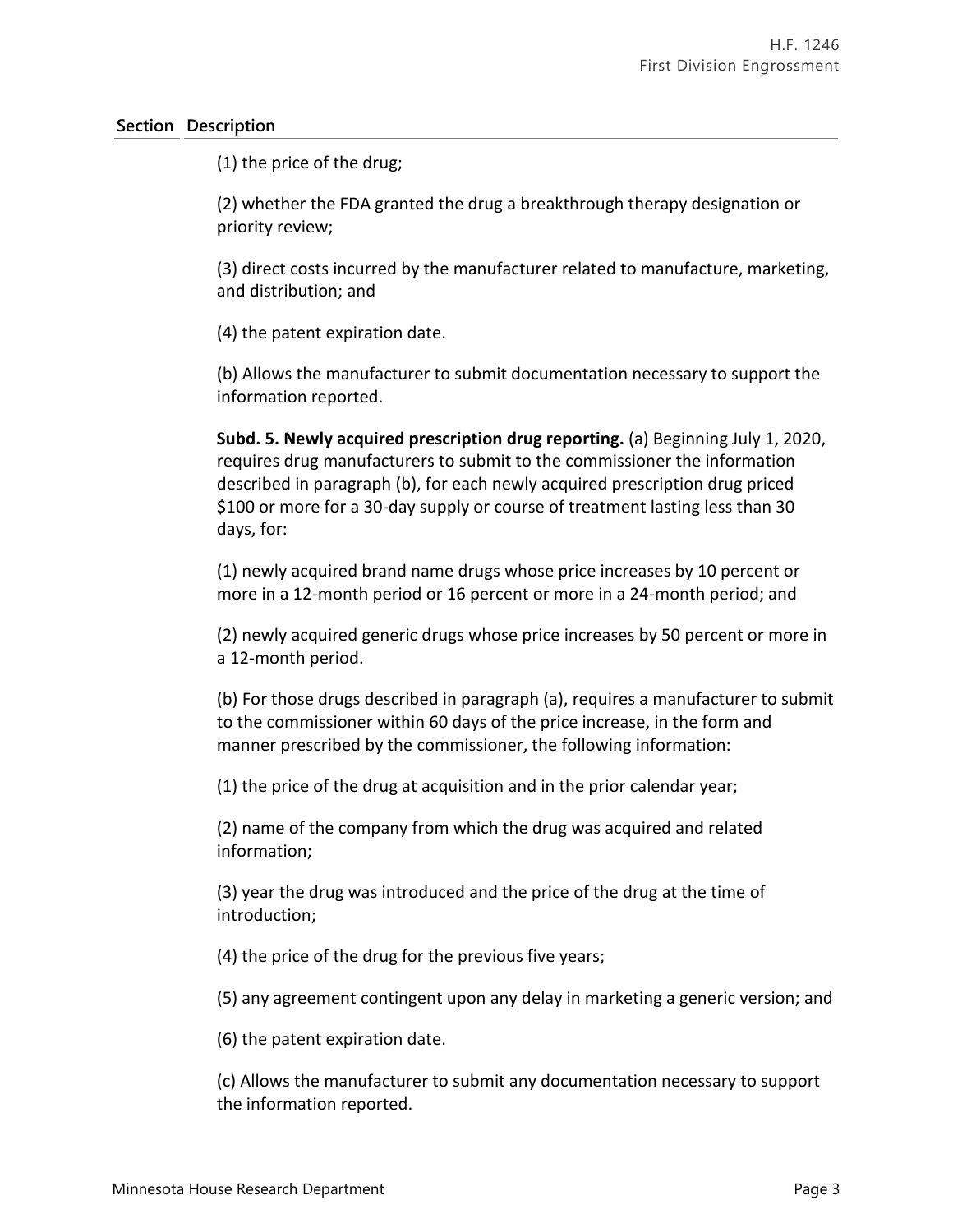| Section | Description |
|---|---|

(1) the price of the drug;

(2) whether the FDA granted the drug a breakthrough therapy designation or priority review;

(3) direct costs incurred by the manufacturer related to manufacture, marketing, and distribution; and

(4) the patent expiration date.

(b) Allows the manufacturer to submit documentation necessary to support the information reported.

**Subd. 5. Newly acquired prescription drug reporting.** (a) Beginning July 1, 2020, requires drug manufacturers to submit to the commissioner the information described in paragraph (b), for each newly acquired prescription drug priced $100 or more for a 30-day supply or course of treatment lasting less than 30 days, for:

(1) newly acquired brand name drugs whose price increases by 10 percent or more in a 12-month period or 16 percent or more in a 24-month period; and

(2) newly acquired generic drugs whose price increases by 50 percent or more in a 12-month period.

(b) For those drugs described in paragraph (a), requires a manufacturer to submit to the commissioner within 60 days of the price increase, in the form and manner prescribed by the commissioner, the following information:

(1) the price of the drug at acquisition and in the prior calendar year;

(2) name of the company from which the drug was acquired and related information;

(3) year the drug was introduced and the price of the drug at the time of introduction;

(4) the price of the drug for the previous five years;

(5) any agreement contingent upon any delay in marketing a generic version; and

(6) the patent expiration date.

(c) Allows the manufacturer to submit any documentation necessary to support the information reported.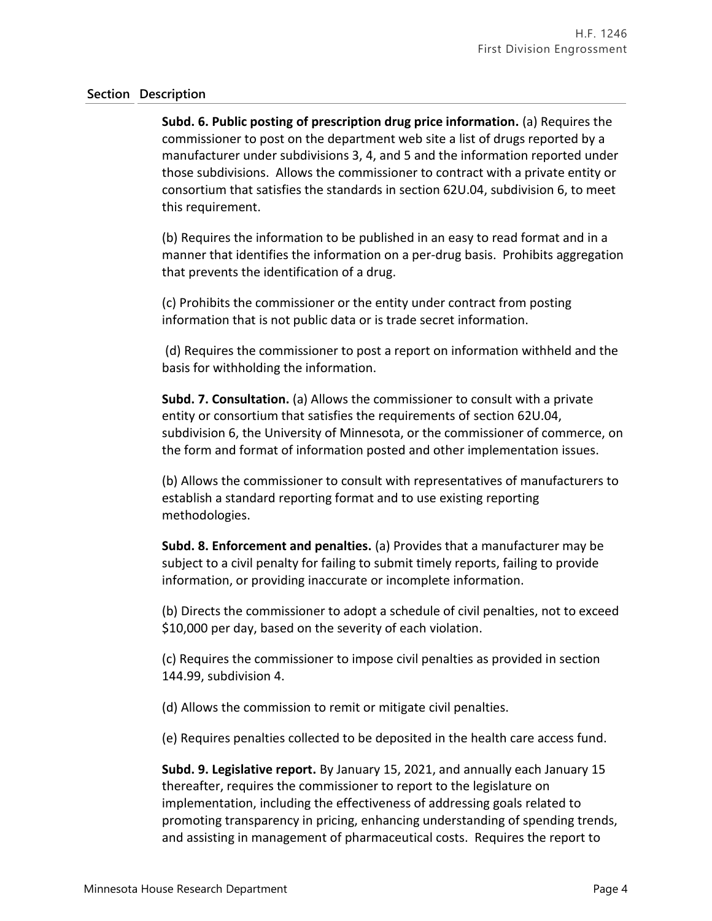| Section | Description |
|---|---|

**Subd. 6. Public posting of prescription drug price information.** (a) Requires the commissioner to post on the department web site a list of drugs reported by a manufacturer under subdivisions 3, 4, and 5 and the information reported under those subdivisions. Allows the commissioner to contract with a private entity or consortium that satisfies the standards in section 62U.04, subdivision 6, to meet this requirement.

(b) Requires the information to be published in an easy to read format and in a manner that identifies the information on a per-drug basis. Prohibits aggregation that prevents the identification of a drug.

(c) Prohibits the commissioner or the entity under contract from posting information that is not public data or is trade secret information.

(d) Requires the commissioner to post a report on information withheld and the basis for withholding the information.

**Subd. 7. Consultation.** (a) Allows the commissioner to consult with a private entity or consortium that satisfies the requirements of section 62U.04, subdivision 6, the University of Minnesota, or the commissioner of commerce, on the form and format of information posted and other implementation issues.

(b) Allows the commissioner to consult with representatives of manufacturers to establish a standard reporting format and to use existing reporting methodologies.

**Subd. 8. Enforcement and penalties.** (a) Provides that a manufacturer may be subject to a civil penalty for failing to submit timely reports, failing to provide information, or providing inaccurate or incomplete information.

(b) Directs the commissioner to adopt a schedule of civil penalties, not to exceed $10,000 per day, based on the severity of each violation.

(c) Requires the commissioner to impose civil penalties as provided in section 144.99, subdivision 4.

(d) Allows the commission to remit or mitigate civil penalties.

(e) Requires penalties collected to be deposited in the health care access fund.

**Subd. 9. Legislative report.** By January 15, 2021, and annually each January 15 thereafter, requires the commissioner to report to the legislature on implementation, including the effectiveness of addressing goals related to promoting transparency in pricing, enhancing understanding of spending trends, and assisting in management of pharmaceutical costs. Requires the report to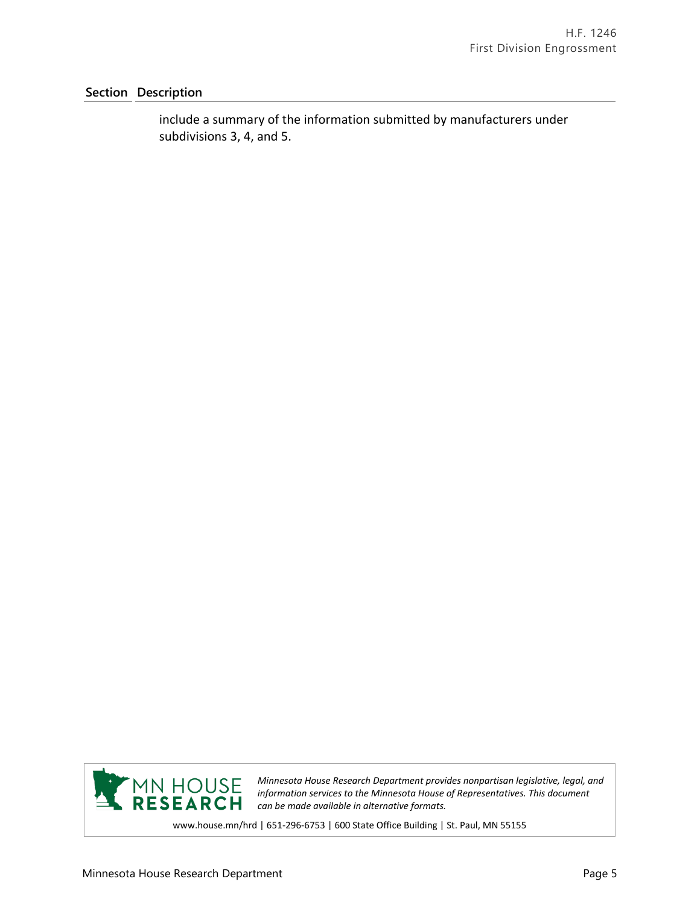| Section | Description |
| --- | --- |
| | include a summary of the information submitted by manufacturers under subdivisions 3, 4, and 5. |

*Minnesota House Research Department provides nonpartisan legislative, legal, and information services to the Minnesota House of Representatives. This document can be made available in alternative formats.*

www.house.mn/hrd | 651-296-6753 | 600 State Office Building | St. Paul, MN 55155